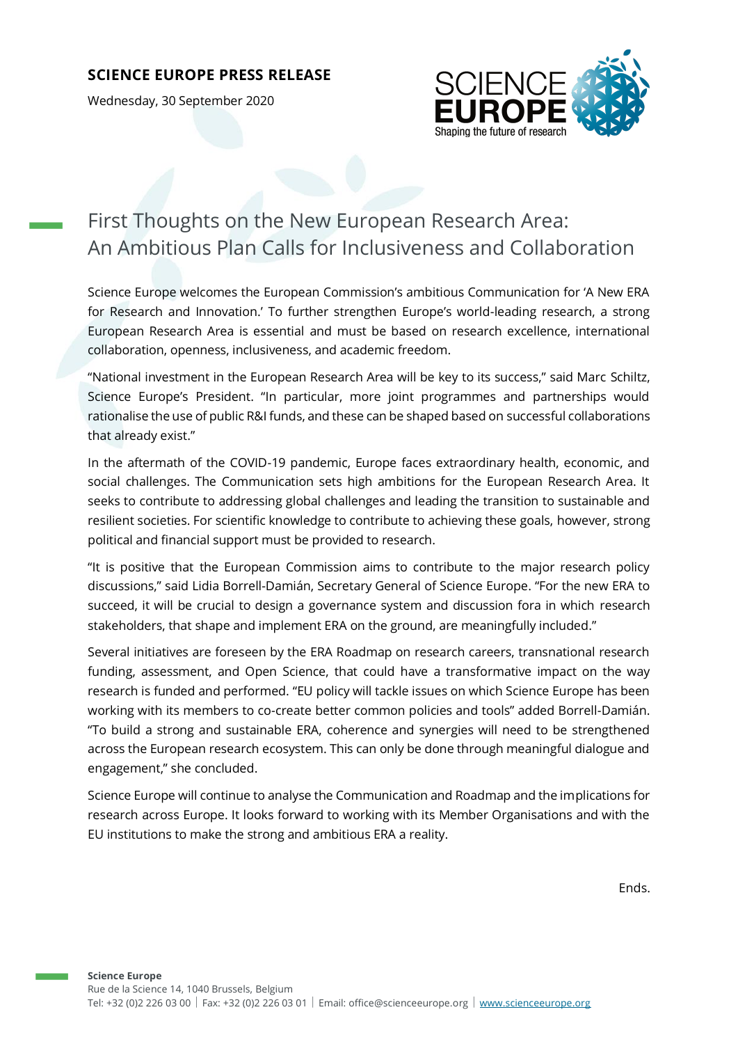**SCIENCE EUROPE PRESS RELEASE**

Wednesday, 30 September 2020

# First Thoughts on the New European Research Area: An Ambitious Plan Calls for Inclusiveness and Collaboration

Science Europe welcomes the European Commission's ambitious Communication for 'A New ERA for Research and Innovation.' To further strengthen Europe's world-leading research, a strong European Research Area is essential and must be based on research excellence, international collaboration, openness, inclusiveness, and academic freedom.

"National investment in the European Research Area will be key to its success," said Marc Schiltz, Science Europe's President. "In particular, more joint programmes and partnerships would rationalise the use of public R&I funds, and these can be shaped based on successful collaborations that already exist."

In the aftermath of the COVID-19 pandemic, Europe faces extraordinary health, economic, and social challenges. The Communication sets high ambitions for the European Research Area. It seeks to contribute to addressing global challenges and leading the transition to sustainable and resilient societies. For scientific knowledge to contribute to achieving these goals, however, strong political and financial support must be provided to research.

"It is positive that the European Commission aims to contribute to the major research policy discussions," said Lidia Borrell-Damián, Secretary General of Science Europe. "For the new ERA to succeed, it will be crucial to design a governance system and discussion fora in which research stakeholders, that shape and implement ERA on the ground, are meaningfully included."

Several initiatives are foreseen by the ERA Roadmap on research careers, transnational research funding, assessment, and Open Science, that could have a transformative impact on the way research is funded and performed. "EU policy will tackle issues on which Science Europe has been working with its members to co-create better common policies and tools" added Borrell-Damián. "To build a strong and sustainable ERA, coherence and synergies will need to be strengthened across the European research ecosystem. This can only be done through meaningful dialogue and engagement," she concluded.

Science Europe will continue to analyse the Communication and Roadmap and the implications for research across Europe. It looks forward to working with its Member Organisations and with the EU institutions to make the strong and ambitious ERA a reality.

Ends.

**Science Europe**
Rue de la Science 14, 1040 Brussels, Belgium
Tel: +32 (0)2 226 03 00 | Fax: +32 (0)2 226 03 01 | Email: office@scienceeurope.org | www.scienceeurope.org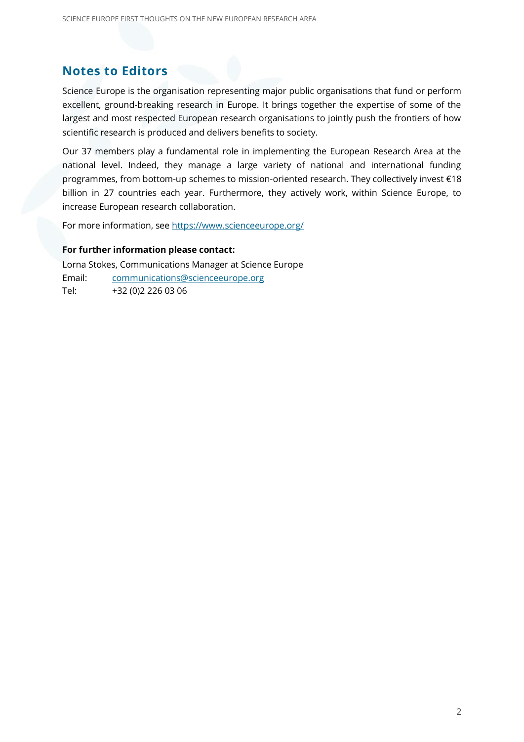## Notes to Editors

Science Europe is the organisation representing major public organisations that fund or perform excellent, ground-breaking research in Europe. It brings together the expertise of some of the largest and most respected European research organisations to jointly push the frontiers of how scientific research is produced and delivers benefits to society.

Our 37 members play a fundamental role in implementing the European Research Area at the national level. Indeed, they manage a large variety of national and international funding programmes, from bottom-up schemes to mission-oriented research. They collectively invest €18 billion in 27 countries each year. Furthermore, they actively work, within Science Europe, to increase European research collaboration.

For more information, see https://www.scienceeurope.org/

**For further information please contact:**

Lorna Stokes, Communications Manager at Science Europe
Email: communications@scienceeurope.org
Tel: +32 (0)2 226 03 06